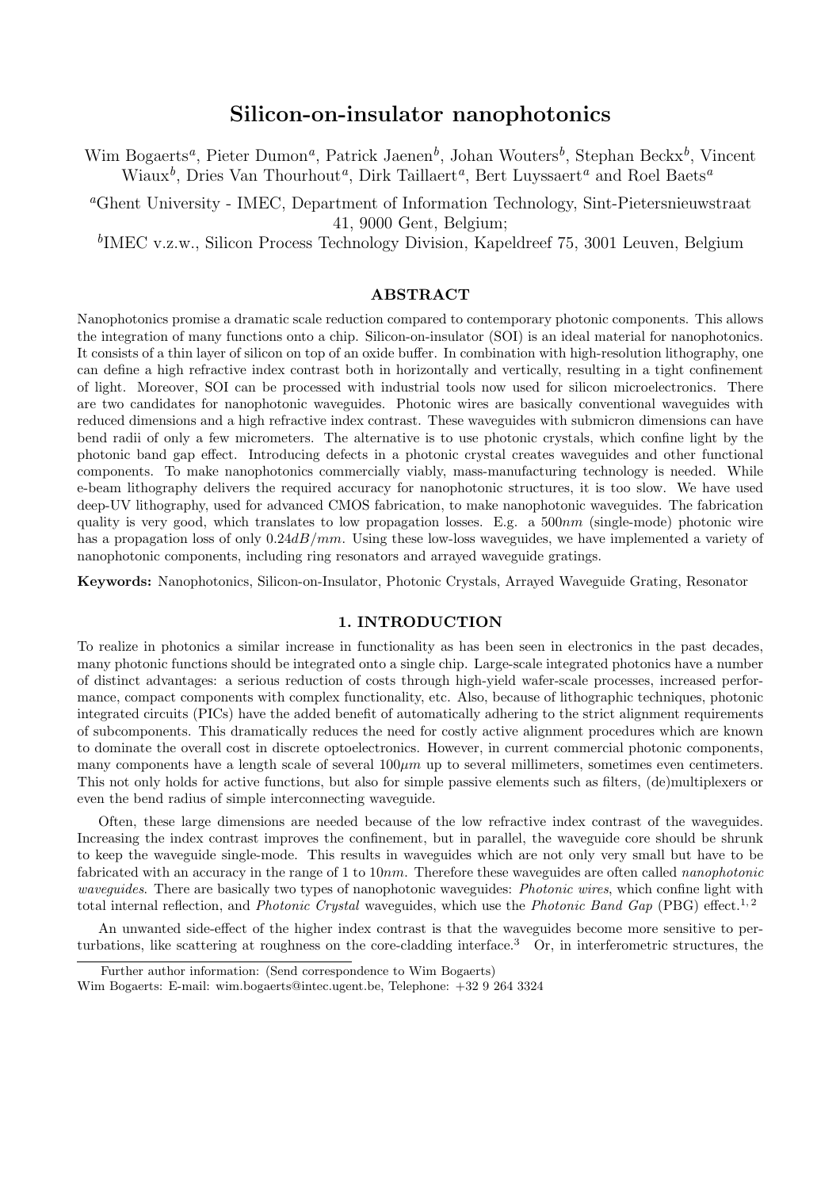# Silicon-on-insulator nanophotonics

Wim Bogaerts[a], Pieter Dumon[a], Patrick Jaenen[b], Johan Wouters[b], Stephan Beckx[b], Vincent Wiaux[b], Dries Van Thourhout[a], Dirk Taillaert[a], Bert Luyssaert[a] and Roel Baets[a]

[a]Ghent University - IMEC, Department of Information Technology, Sint-Pietersnieuwstraat 41, 9000 Gent, Belgium;

[b]IMEC v.z.w., Silicon Process Technology Division, Kapeldreef 75, 3001 Leuven, Belgium

## ABSTRACT

Nanophotonics promise a dramatic scale reduction compared to contemporary photonic components. This allows the integration of many functions onto a chip. Silicon-on-insulator (SOI) is an ideal material for nanophotonics. It consists of a thin layer of silicon on top of an oxide buffer. In combination with high-resolution lithography, one can define a high refractive index contrast both in horizontally and vertically, resulting in a tight confinement of light. Moreover, SOI can be processed with industrial tools now used for silicon microelectronics. There are two candidates for nanophotonic waveguides. Photonic wires are basically conventional waveguides with reduced dimensions and a high refractive index contrast. These waveguides with submicron dimensions can have bend radii of only a few micrometers. The alternative is to use photonic crystals, which confine light by the photonic band gap effect. Introducing defects in a photonic crystal creates waveguides and other functional components. To make nanophotonics commercially viably, mass-manufacturing technology is needed. While e-beam lithography delivers the required accuracy for nanophotonic structures, it is too slow. We have used deep-UV lithography, used for advanced CMOS fabrication, to make nanophotonic waveguides. The fabrication quality is very good, which translates to low propagation losses. E.g. a $500nm$ (single-mode) photonic wire has a propagation loss of only $0.24dB/mm$. Using these low-loss waveguides, we have implemented a variety of nanophotonic components, including ring resonators and arrayed waveguide gratings.

**Keywords:** Nanophotonics, Silicon-on-Insulator, Photonic Crystals, Arrayed Waveguide Grating, Resonator

## 1. INTRODUCTION

To realize in photonics a similar increase in functionality as has been seen in electronics in the past decades, many photonic functions should be integrated onto a single chip. Large-scale integrated photonics have a number of distinct advantages: a serious reduction of costs through high-yield wafer-scale processes, increased performance, compact components with complex functionality, etc. Also, because of lithographic techniques, photonic integrated circuits (PICs) have the added benefit of automatically adhering to the strict alignment requirements of subcomponents. This dramatically reduces the need for costly active alignment procedures which are known to dominate the overall cost in discrete optoelectronics. However, in current commercial photonic components, many components have a length scale of several $100\mu m$ up to several millimeters, sometimes even centimeters. This not only holds for active functions, but also for simple passive elements such as filters, (de)multiplexers or even the bend radius of simple interconnecting waveguide.

Often, these large dimensions are needed because of the low refractive index contrast of the waveguides. Increasing the index contrast improves the confinement, but in parallel, the waveguide core should be shrunk to keep the waveguide single-mode. This results in waveguides which are not only very small but have to be fabricated with an accuracy in the range of 1 to $10nm$. Therefore these waveguides are often called *nanophotonic waveguides*. There are basically two types of nanophotonic waveguides: *Photonic wires*, which confine light with total internal reflection, and *Photonic Crystal* waveguides, which use the *Photonic Band Gap* (PBG) effect.[1, 2]

An unwanted side-effect of the higher index contrast is that the waveguides become more sensitive to perturbations, like scattering at roughness on the core-cladding interface.[3] Or, in interferometric structures, the

Further author information: (Send correspondence to Wim Bogaerts)
Wim Bogaerts: E-mail: wim.bogaerts@intec.ugent.be, Telephone: +32 9 264 3324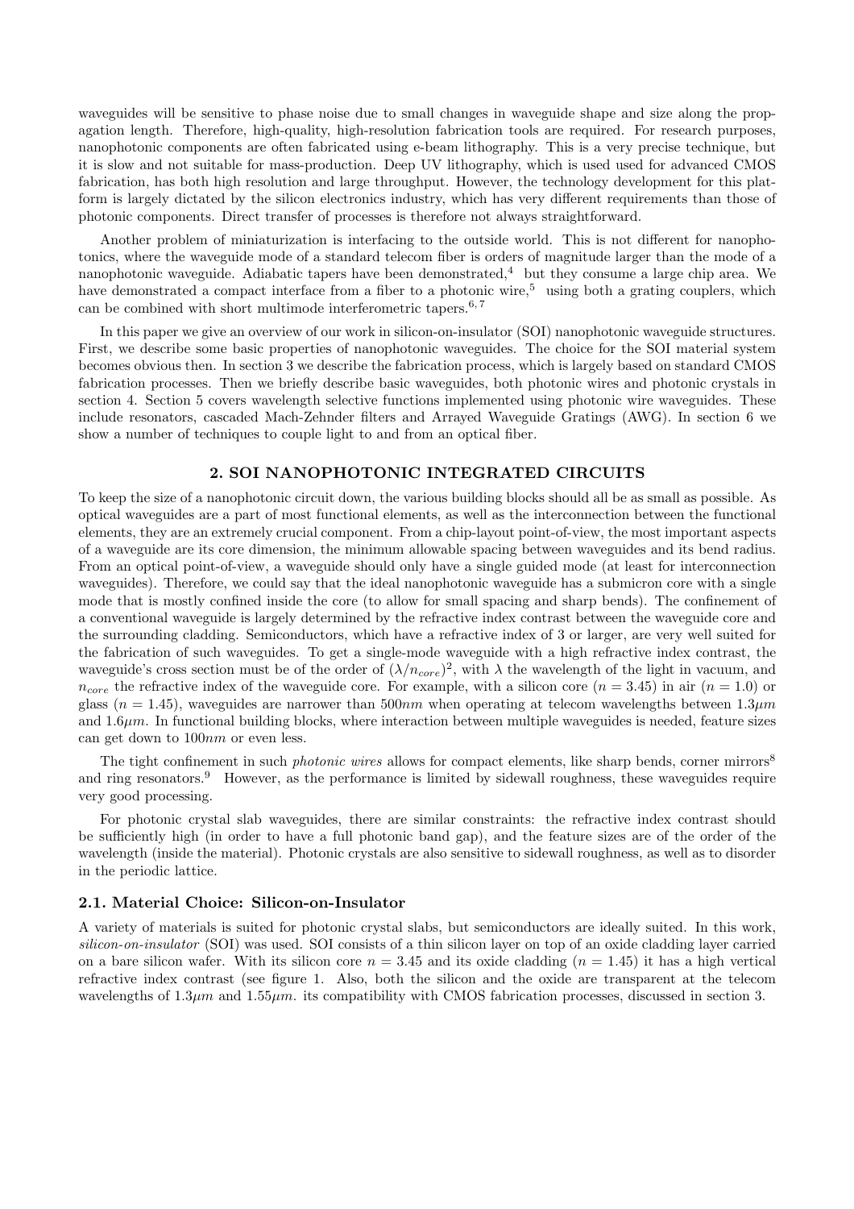waveguides will be sensitive to phase noise due to small changes in waveguide shape and size along the propagation length. Therefore, high-quality, high-resolution fabrication tools are required. For research purposes, nanophotonic components are often fabricated using e-beam lithography. This is a very precise technique, but it is slow and not suitable for mass-production. Deep UV lithography, which is used used for advanced CMOS fabrication, has both high resolution and large throughput. However, the technology development for this platform is largely dictated by the silicon electronics industry, which has very different requirements than those of photonic components. Direct transfer of processes is therefore not always straightforward.

Another problem of miniaturization is interfacing to the outside world. This is not different for nanophotonics, where the waveguide mode of a standard telecom fiber is orders of magnitude larger than the mode of a nanophotonic waveguide. Adiabatic tapers have been demonstrated,[4] but they consume a large chip area. We have demonstrated a compact interface from a fiber to a photonic wire,[5] using both a grating couplers, which can be combined with short multimode interferometric tapers.[6,7]

In this paper we give an overview of our work in silicon-on-insulator (SOI) nanophotonic waveguide structures. First, we describe some basic properties of nanophotonic waveguides. The choice for the SOI material system becomes obvious then. In section 3 we describe the fabrication process, which is largely based on standard CMOS fabrication processes. Then we briefly describe basic waveguides, both photonic wires and photonic crystals in section 4. Section 5 covers wavelength selective functions implemented using photonic wire waveguides. These include resonators, cascaded Mach-Zehnder filters and Arrayed Waveguide Gratings (AWG). In section 6 we show a number of techniques to couple light to and from an optical fiber.

## 2. SOI NANOPHOTONIC INTEGRATED CIRCUITS

To keep the size of a nanophotonic circuit down, the various building blocks should all be as small as possible. As optical waveguides are a part of most functional elements, as well as the interconnection between the functional elements, they are an extremely crucial component. From a chip-layout point-of-view, the most important aspects of a waveguide are its core dimension, the minimum allowable spacing between waveguides and its bend radius. From an optical point-of-view, a waveguide should only have a single guided mode (at least for interconnection waveguides). Therefore, we could say that the ideal nanophotonic waveguide has a submicron core with a single mode that is mostly confined inside the core (to allow for small spacing and sharp bends). The confinement of a conventional waveguide is largely determined by the refractive index contrast between the waveguide core and the surrounding cladding. Semiconductors, which have a refractive index of 3 or larger, are very well suited for the fabrication of such waveguides. To get a single-mode waveguide with a high refractive index contrast, the waveguide's cross section must be of the order of $(\lambda/n_{core})^2$, with $\lambda$ the wavelength of the light in vacuum, and $n_{core}$ the refractive index of the waveguide core. For example, with a silicon core ($n = 3.45$) in air ($n = 1.0$) or glass ($n = 1.45$), waveguides are narrower than $500nm$ when operating at telecom wavelengths between $1.3\mu m$ and $1.6\mu m$. In functional building blocks, where interaction between multiple waveguides is needed, feature sizes can get down to $100nm$ or even less.

The tight confinement in such *photonic wires* allows for compact elements, like sharp bends, corner mirrors[8] and ring resonators.[9] However, as the performance is limited by sidewall roughness, these waveguides require very good processing.

For photonic crystal slab waveguides, there are similar constraints: the refractive index contrast should be sufficiently high (in order to have a full photonic band gap), and the feature sizes are of the order of the wavelength (inside the material). Photonic crystals are also sensitive to sidewall roughness, as well as to disorder in the periodic lattice.

### 2.1. Material Choice: Silicon-on-Insulator

A variety of materials is suited for photonic crystal slabs, but semiconductors are ideally suited. In this work, *silicon-on-insulator* (SOI) was used. SOI consists of a thin silicon layer on top of an oxide cladding layer carried on a bare silicon wafer. With its silicon core $n = 3.45$ and its oxide cladding ($n = 1.45$) it has a high vertical refractive index contrast (see figure 1. Also, both the silicon and the oxide are transparent at the telecom wavelengths of $1.3\mu m$ and $1.55\mu m$. its compatibility with CMOS fabrication processes, discussed in section 3.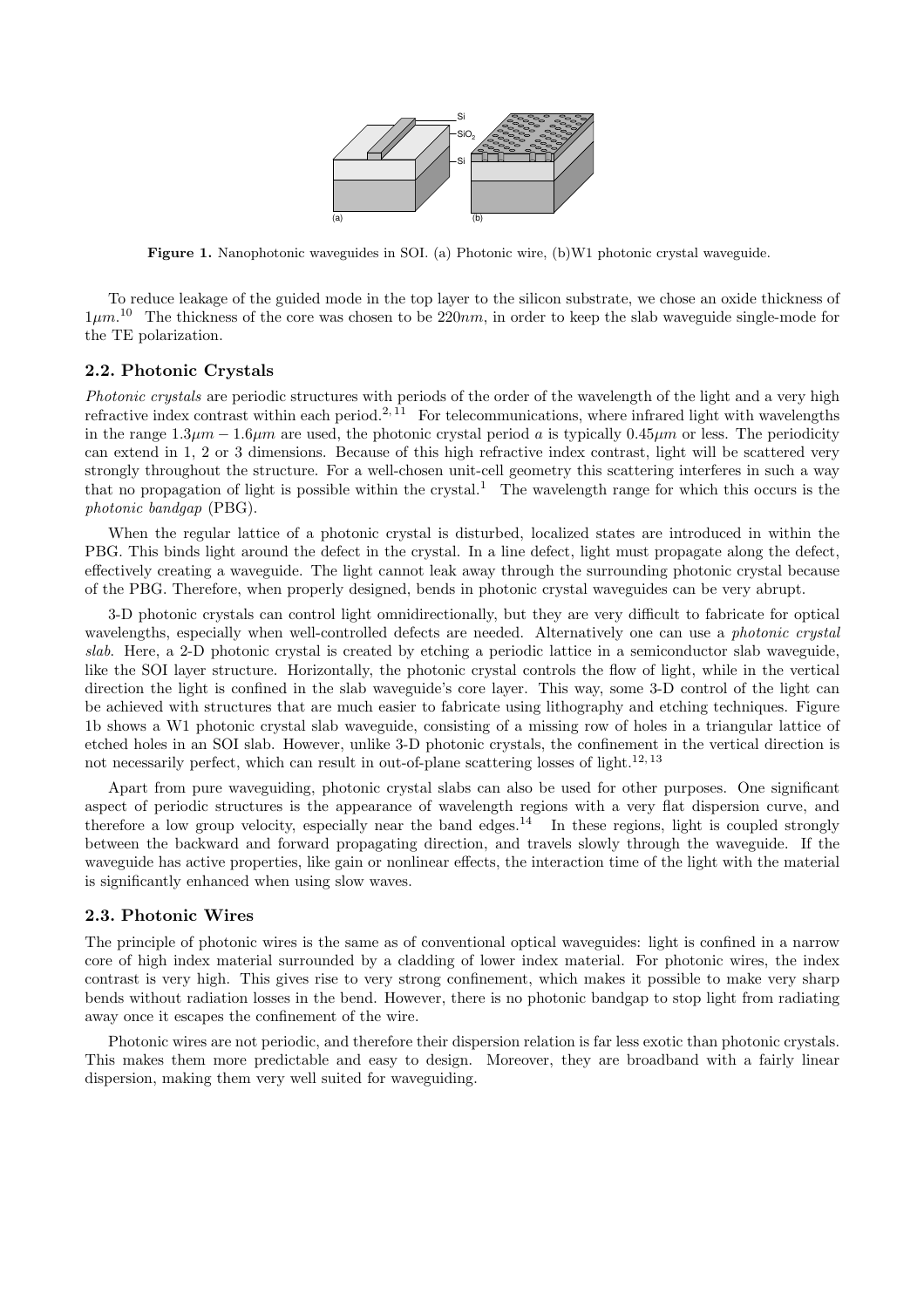Figure 1. Nanophotonic waveguides in SOI. (a) Photonic wire, (b)W1 photonic crystal waveguide.

To reduce leakage of the guided mode in the top layer to the silicon substrate, we chose an oxide thickness of $1\mu m$.[10] The thickness of the core was chosen to be $220nm$, in order to keep the slab waveguide single-mode for the TE polarization.

### 2.2. Photonic Crystals

*Photonic crystals* are periodic structures with periods of the order of the wavelength of the light and a very high refractive index contrast within each period.[2,11] For telecommunications, where infrared light with wavelengths in the range $1.3\mu m - 1.6\mu m$ are used, the photonic crystal period $a$ is typically $0.45\mu m$ or less. The periodicity can extend in 1, 2 or 3 dimensions. Because of this high refractive index contrast, light will be scattered very strongly throughout the structure. For a well-chosen unit-cell geometry this scattering interferes in such a way that no propagation of light is possible within the crystal.[1] The wavelength range for which this occurs is the *photonic bandgap* (PBG).

When the regular lattice of a photonic crystal is disturbed, localized states are introduced in within the PBG. This binds light around the defect in the crystal. In a line defect, light must propagate along the defect, effectively creating a waveguide. The light cannot leak away through the surrounding photonic crystal because of the PBG. Therefore, when properly designed, bends in photonic crystal waveguides can be very abrupt.

3-D photonic crystals can control light omnidirectionally, but they are very difficult to fabricate for optical wavelengths, especially when well-controlled defects are needed. Alternatively one can use a *photonic crystal slab*. Here, a 2-D photonic crystal is created by etching a periodic lattice in a semiconductor slab waveguide, like the SOI layer structure. Horizontally, the photonic crystal controls the flow of light, while in the vertical direction the light is confined in the slab waveguide's core layer. This way, some 3-D control of the light can be achieved with structures that are much easier to fabricate using lithography and etching techniques. Figure 1b shows a W1 photonic crystal slab waveguide, consisting of a missing row of holes in a triangular lattice of etched holes in an SOI slab. However, unlike 3-D photonic crystals, the confinement in the vertical direction is not necessarily perfect, which can result in out-of-plane scattering losses of light.[12,13]

Apart from pure waveguiding, photonic crystal slabs can also be used for other purposes. One significant aspect of periodic structures is the appearance of wavelength regions with a very flat dispersion curve, and therefore a low group velocity, especially near the band edges.[14] In these regions, light is coupled strongly between the backward and forward propagating direction, and travels slowly through the waveguide. If the waveguide has active properties, like gain or nonlinear effects, the interaction time of the light with the material is significantly enhanced when using slow waves.

### 2.3. Photonic Wires

The principle of photonic wires is the same as of conventional optical waveguides: light is confined in a narrow core of high index material surrounded by a cladding of lower index material. For photonic wires, the index contrast is very high. This gives rise to very strong confinement, which makes it possible to make very sharp bends without radiation losses in the bend. However, there is no photonic bandgap to stop light from radiating away once it escapes the confinement of the wire.

Photonic wires are not periodic, and therefore their dispersion relation is far less exotic than photonic crystals. This makes them more predictable and easy to design. Moreover, they are broadband with a fairly linear dispersion, making them very well suited for waveguiding.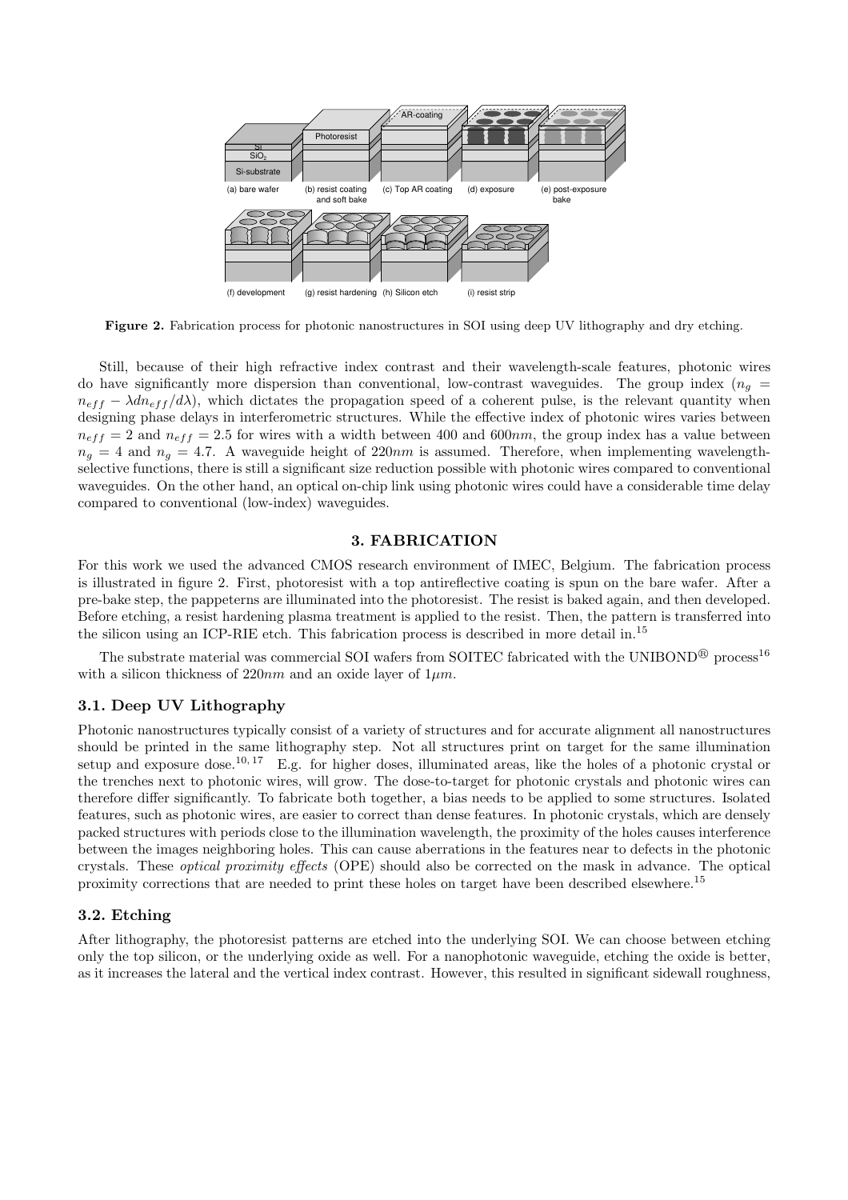**Figure 2.** Fabrication process for photonic nanostructures in SOI using deep UV lithography and dry etching.

Still, because of their high refractive index contrast and their wavelength-scale features, photonic wires do have significantly more dispersion than conventional, low-contrast waveguides. The group index ($n_g = n_{eff} - \lambda dn_{eff}/d\lambda$), which dictates the propagation speed of a coherent pulse, is the relevant quantity when designing phase delays in interferometric structures. While the effective index of photonic wires varies between $n_{eff} = 2$ and $n_{eff} = 2.5$ for wires with a width between 400 and $600nm$, the group index has a value between $n_g = 4$ and $n_g = 4.7$. A waveguide height of $220nm$ is assumed. Therefore, when implementing wavelength-selective functions, there is still a significant size reduction possible with photonic wires compared to conventional waveguides. On the other hand, an optical on-chip link using photonic wires could have a considerable time delay compared to conventional (low-index) waveguides.

## 3. FABRICATION

For this work we used the advanced CMOS research environment of IMEC, Belgium. The fabrication process is illustrated in figure 2. First, photoresist with a top antireflective coating is spun on the bare wafer. After a pre-bake step, the pappeterns are illuminated into the photoresist. The resist is baked again, and then developed. Before etching, a resist hardening plasma treatment is applied to the resist. Then, the pattern is transferred into the silicon using an ICP-RIE etch. This fabrication process is described in more detail in.[15]

The substrate material was commercial SOI wafers from SOITEC fabricated with the UNIBOND® process[16] with a silicon thickness of $220nm$ and an oxide layer of $1\mu m$.

### 3.1. Deep UV Lithography

Photonic nanostructures typically consist of a variety of structures and for accurate alignment all nanostructures should be printed in the same lithography step. Not all structures print on target for the same illumination setup and exposure dose.[10, 17] E.g. for higher doses, illuminated areas, like the holes of a photonic crystal or the trenches next to photonic wires, will grow. The dose-to-target for photonic crystals and photonic wires can therefore differ significantly. To fabricate both together, a bias needs to be applied to some structures. Isolated features, such as photonic wires, are easier to correct than dense features. In photonic crystals, which are densely packed structures with periods close to the illumination wavelength, the proximity of the holes causes interference between the images neighboring holes. This can cause aberrations in the features near to defects in the photonic crystals. These *optical proximity effects* (OPE) should also be corrected on the mask in advance. The optical proximity corrections that are needed to print these holes on target have been described elsewhere.[15]

### 3.2. Etching

After lithography, the photoresist patterns are etched into the underlying SOI. We can choose between etching only the top silicon, or the underlying oxide as well. For a nanophotonic waveguide, etching the oxide is better, as it increases the lateral and the vertical index contrast. However, this resulted in significant sidewall roughness,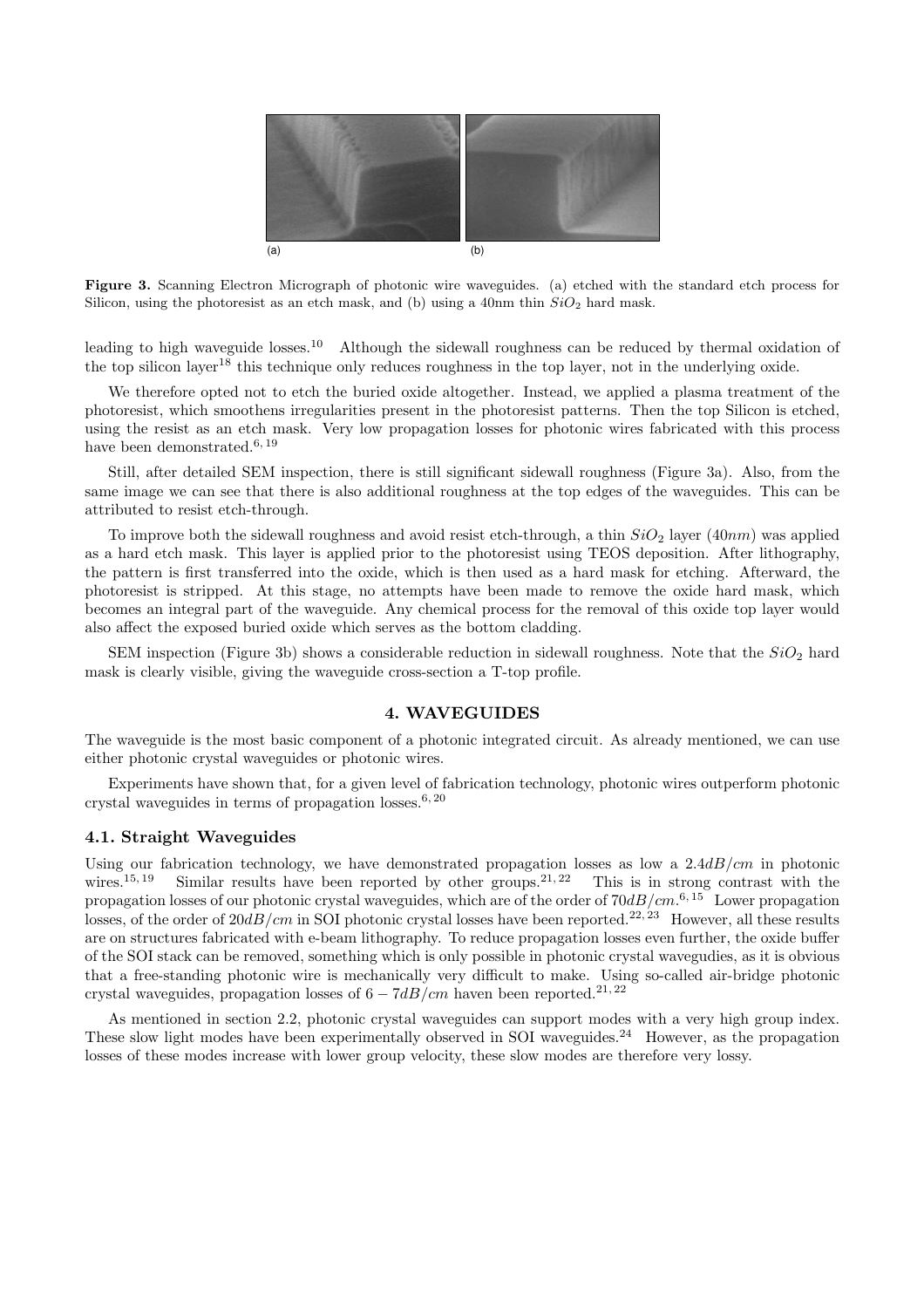**Figure 3.** Scanning Electron Micrograph of photonic wire waveguides. (a) etched with the standard etch process for Silicon, using the photoresist as an etch mask, and (b) using a 40nm thin $SiO_2$ hard mask.

leading to high waveguide losses.[10] Although the sidewall roughness can be reduced by thermal oxidation of the top silicon layer[18] this technique only reduces roughness in the top layer, not in the underlying oxide.

We therefore opted not to etch the buried oxide altogether. Instead, we applied a plasma treatment of the photoresist, which smoothens irregularities present in the photoresist patterns. Then the top Silicon is etched, using the resist as an etch mask. Very low propagation losses for photonic wires fabricated with this process have been demonstrated.[6, 19]

Still, after detailed SEM inspection, there is still significant sidewall roughness (Figure 3a). Also, from the same image we can see that there is also additional roughness at the top edges of the waveguides. This can be attributed to resist etch-through.

To improve both the sidewall roughness and avoid resist etch-through, a thin $SiO_2$ layer ($40nm$) was applied as a hard etch mask. This layer is applied prior to the photoresist using TEOS deposition. After lithography, the pattern is first transferred into the oxide, which is then used as a hard mask for etching. Afterward, the photoresist is stripped. At this stage, no attempts have been made to remove the oxide hard mask, which becomes an integral part of the waveguide. Any chemical process for the removal of this oxide top layer would also affect the exposed buried oxide which serves as the bottom cladding.

SEM inspection (Figure 3b) shows a considerable reduction in sidewall roughness. Note that the $SiO_2$ hard mask is clearly visible, giving the waveguide cross-section a T-top profile.

## 4. WAVEGUIDES

The waveguide is the most basic component of a photonic integrated circuit. As already mentioned, we can use either photonic crystal waveguides or photonic wires.

Experiments have shown that, for a given level of fabrication technology, photonic wires outperform photonic crystal waveguides in terms of propagation losses.[6, 20]

### 4.1. Straight Waveguides

Using our fabrication technology, we have demonstrated propagation losses as low a $2.4dB/cm$ in photonic wires.[15, 19] Similar results have been reported by other groups.[21, 22] This is in strong contrast with the propagation losses of our photonic crystal waveguides, which are of the order of $70dB/cm$.[6, 15] Lower propagation losses, of the order of $20dB/cm$ in SOI photonic crystal losses have been reported.[22, 23] However, all these results are on structures fabricated with e-beam lithography. To reduce propagation losses even further, the oxide buffer of the SOI stack can be removed, something which is only possible in photonic crystal wavegudies, as it is obvious that a free-standing photonic wire is mechanically very difficult to make. Using so-called air-bridge photonic crystal waveguides, propagation losses of $6 - 7dB/cm$ haven been reported.[21, 22]

As mentioned in section 2.2, photonic crystal waveguides can support modes with a very high group index. These slow light modes have been experimentally observed in SOI waveguides.[24] However, as the propagation losses of these modes increase with lower group velocity, these slow modes are therefore very lossy.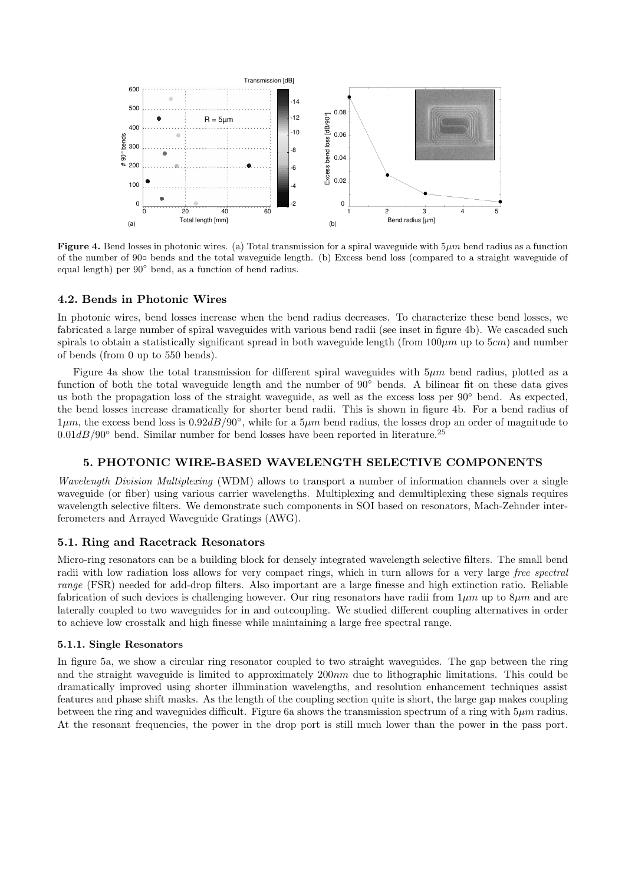**Figure 4.** Bend losses in photonic wires. (a) Total transmission for a spiral waveguide with $5\mu m$ bend radius as a function of the number of 90○ bends and the total waveguide length. (b) Excess bend loss (compared to a straight waveguide of equal length) per 90° bend, as a function of bend radius.

### 4.2. Bends in Photonic Wires

In photonic wires, bend losses increase when the bend radius decreases. To characterize these bend losses, we fabricated a large number of spiral waveguides with various bend radii (see inset in figure 4b). We cascaded such spirals to obtain a statistically significant spread in both waveguide length (from $100\mu m$ up to $5cm$) and number of bends (from 0 up to 550 bends).

Figure 4a show the total transmission for different spiral waveguides with $5\mu m$ bend radius, plotted as a function of both the total waveguide length and the number of 90° bends. A bilinear fit on these data gives us both the propagation loss of the straight waveguide, as well as the excess loss per 90° bend. As expected, the bend losses increase dramatically for shorter bend radii. This is shown in figure 4b. For a bend radius of $1\mu m$, the excess bend loss is $0.92dB/90°$, while for a $5\mu m$ bend radius, the losses drop an order of magnitude to $0.01dB/90°$ bend. Similar number for bend losses have been reported in literature.[25]

## 5. PHOTONIC WIRE-BASED WAVELENGTH SELECTIVE COMPONENTS

*Wavelength Division Multiplexing* (WDM) allows to transport a number of information channels over a single waveguide (or fiber) using various carrier wavelengths. Multiplexing and demultiplexing these signals requires wavelength selective filters. We demonstrate such components in SOI based on resonators, Mach-Zehnder interferometers and Arrayed Waveguide Gratings (AWG).

### 5.1. Ring and Racetrack Resonators

Micro-ring resonators can be a building block for densely integrated wavelength selective filters. The small bend radii with low radiation loss allows for very compact rings, which in turn allows for a very large *free spectral range* (FSR) needed for add-drop filters. Also important are a large finesse and high extinction ratio. Reliable fabrication of such devices is challenging however. Our ring resonators have radii from $1\mu m$ up to $8\mu m$ and are laterally coupled to two waveguides for in and outcoupling. We studied different coupling alternatives in order to achieve low crosstalk and high finesse while maintaining a large free spectral range.

#### 5.1.1. Single Resonators

In figure 5a, we show a circular ring resonator coupled to two straight waveguides. The gap between the ring and the straight waveguide is limited to approximately $200nm$ due to lithographic limitations. This could be dramatically improved using shorter illumination wavelengths, and resolution enhancement techniques assist features and phase shift masks. As the length of the coupling section quite is short, the large gap makes coupling between the ring and waveguides difficult. Figure 6a shows the transmission spectrum of a ring with $5\mu m$ radius. At the resonant frequencies, the power in the drop port is still much lower than the power in the pass port.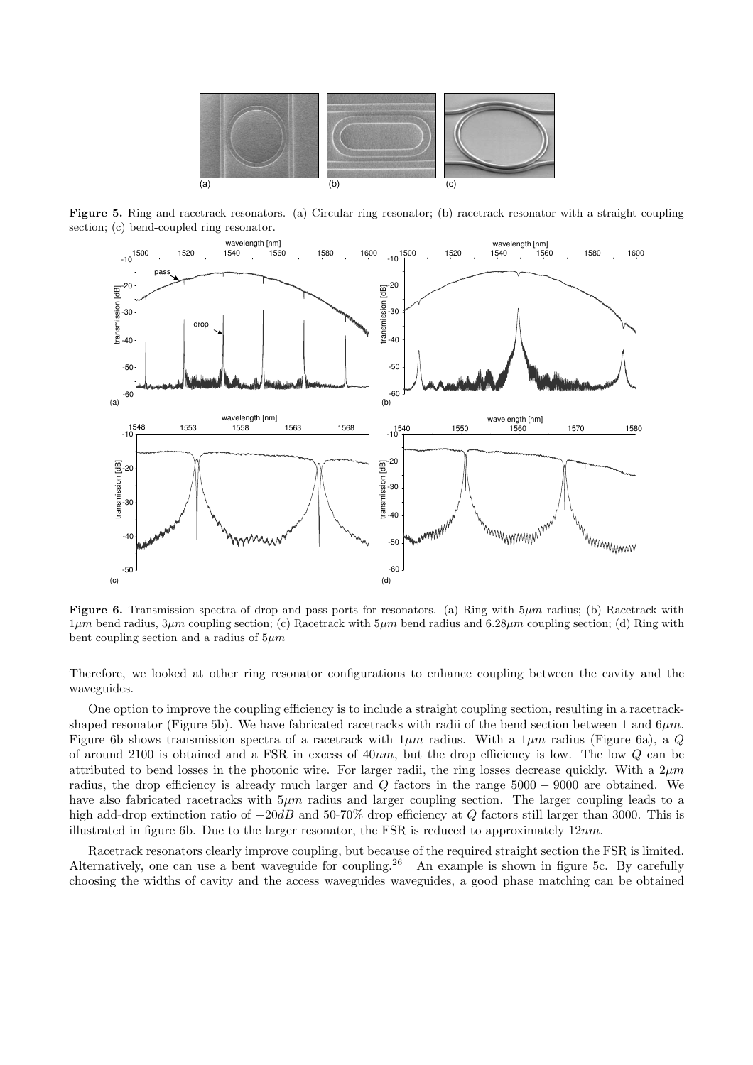**Figure 5.** Ring and racetrack resonators. (a) Circular ring resonator; (b) racetrack resonator with a straight coupling section; (c) bend-coupled ring resonator.

**Figure 6.** Transmission spectra of drop and pass ports for resonators. (a) Ring with $5\mu m$ radius; (b) Racetrack with $1\mu m$ bend radius, $3\mu m$ coupling section; (c) Racetrack with $5\mu m$ bend radius and $6.28\mu m$ coupling section; (d) Ring with bent coupling section and a radius of $5\mu m$

Therefore, we looked at other ring resonator configurations to enhance coupling between the cavity and the waveguides.

One option to improve the coupling efficiency is to include a straight coupling section, resulting in a racetrack-shaped resonator (Figure 5b). We have fabricated racetracks with radii of the bend section between 1 and $6\mu m$. Figure 6b shows transmission spectra of a racetrack with $1\mu m$ radius. With a $1\mu m$ radius (Figure 6a), a $Q$ of around 2100 is obtained and a FSR in excess of $40nm$, but the drop efficiency is low. The low $Q$ can be attributed to bend losses in the photonic wire. For larger radii, the ring losses decrease quickly. With a $2\mu m$ radius, the drop efficiency is already much larger and $Q$ factors in the range $5000-9000$ are obtained. We have also fabricated racetracks with $5\mu m$ radius and larger coupling section. The larger coupling leads to a high add-drop extinction ratio of $-20dB$ and 50-70% drop efficiency at $Q$ factors still larger than 3000. This is illustrated in figure 6b. Due to the larger resonator, the FSR is reduced to approximately $12nm$.

Racetrack resonators clearly improve coupling, but because of the required straight section the FSR is limited. Alternatively, one can use a bent waveguide for coupling.[26] An example is shown in figure 5c. By carefully choosing the widths of cavity and the access waveguides waveguides, a good phase matching can be obtained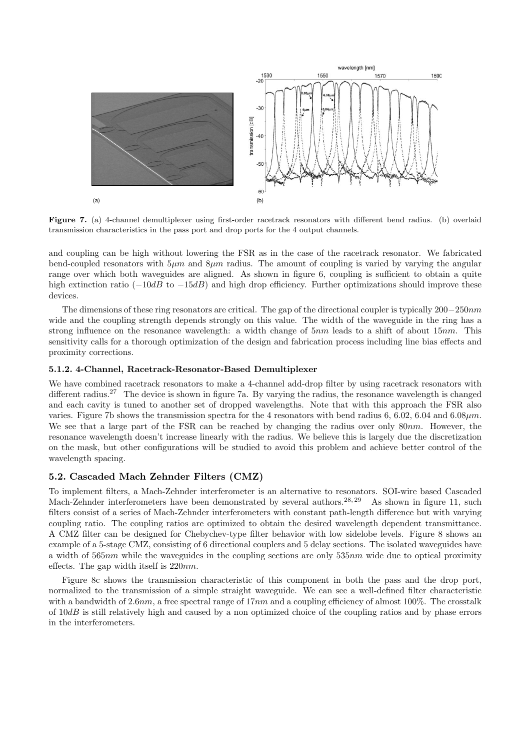**Figure 7.** (a) 4-channel demultiplexer using first-order racetrack resonators with different bend radius. (b) overlaid transmission characteristics in the pass port and drop ports for the 4 output channels.

and coupling can be high without lowering the FSR as in the case of the racetrack resonator. We fabricated bend-coupled resonators with $5\mu m$ and $8\mu m$ radius. The amount of coupling is varied by varying the angular range over which both waveguides are aligned. As shown in figure 6, coupling is sufficient to obtain a quite high extinction ratio ($-10dB$ to $-15dB$) and high drop efficiency. Further optimizations should improve these devices.

The dimensions of these ring resonators are critical. The gap of the directional coupler is typically $200-250nm$ wide and the coupling strength depends strongly on this value. The width of the waveguide in the ring has a strong influence on the resonance wavelength: a width change of $5nm$ leads to a shift of about $15nm$. This sensitivity calls for a thorough optimization of the design and fabrication process including line bias effects and proximity corrections.

### 5.1.2. 4-Channel, Racetrack-Resonator-Based Demultiplexer

We have combined racetrack resonators to make a 4-channel add-drop filter by using racetrack resonators with different radius.[27] The device is shown in figure 7a. By varying the radius, the resonance wavelength is changed and each cavity is tuned to another set of dropped wavelengths. Note that with this approach the FSR also varies. Figure 7b shows the transmission spectra for the 4 resonators with bend radius 6, 6.02, 6.04 and $6.08\mu m$. We see that a large part of the FSR can be reached by changing the radius over only $80nm$. However, the resonance wavelength doesn't increase linearly with the radius. We believe this is largely due the discretization on the mask, but other configurations will be studied to avoid this problem and achieve better control of the wavelength spacing.

## 5.2. Cascaded Mach Zehnder Filters (CMZ)

To implement filters, a Mach-Zehnder interferometer is an alternative to resonators. SOI-wire based Cascaded Mach-Zehnder interferometers have been demonstrated by several authors.[28, 29] As shown in figure 11, such filters consist of a series of Mach-Zehnder interferometers with constant path-length difference but with varying coupling ratio. The coupling ratios are optimized to obtain the desired wavelength dependent transmittance. A CMZ filter can be designed for Chebychev-type filter behavior with low sidelobe levels. Figure 8 shows an example of a 5-stage CMZ, consisting of 6 directional couplers and 5 delay sections. The isolated waveguides have a width of $565nm$ while the waveguides in the coupling sections are only $535nm$ wide due to optical proximity effects. The gap width itself is $220nm$.

Figure 8c shows the transmission characteristic of this component in both the pass and the drop port, normalized to the transmission of a simple straight waveguide. We can see a well-defined filter characteristic with a bandwidth of $2.6nm$, a free spectral range of $17nm$ and a coupling efficiency of almost 100%. The crosstalk of $10dB$ is still relatively high and caused by a non optimized choice of the coupling ratios and by phase errors in the interferometers.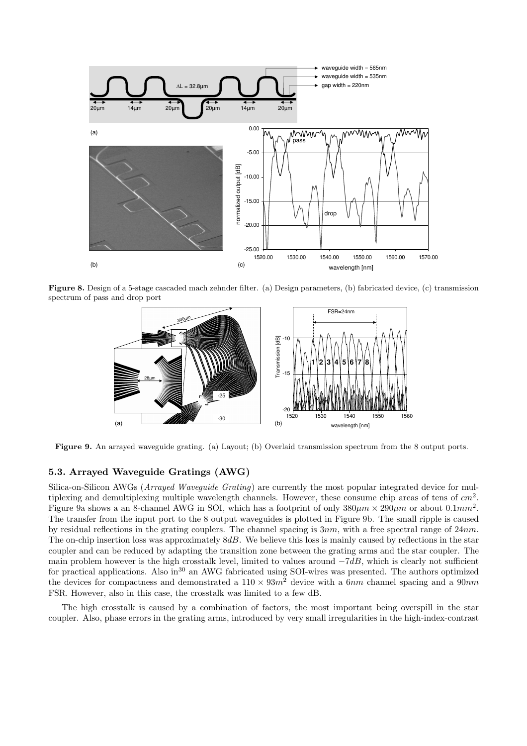**Figure 8.** Design of a 5-stage cascaded mach zehnder filter. (a) Design parameters, (b) fabricated device, (c) transmission spectrum of pass and drop port

**Figure 9.** An arrayed waveguide grating. (a) Layout; (b) Overlaid transmission spectrum from the 8 output ports.

### 5.3. Arrayed Waveguide Gratings (AWG)

Silica-on-Silicon AWGs (*Arrayed Waveguide Grating*) are currently the most popular integrated device for multiplexing and demultiplexing multiple wavelength channels. However, these consume chip areas of tens of $cm^2$. Figure 9a shows a an 8-channel AWG in SOI, which has a footprint of only $380\mu m \times 290\mu m$ or about $0.1mm^2$. The transfer from the input port to the 8 output waveguides is plotted in Figure 9b. The small ripple is caused by residual reflections in the grating couplers. The channel spacing is $3nm$, with a free spectral range of $24nm$. The on-chip insertion loss was approximately $8dB$. We believe this loss is mainly caused by reflections in the star coupler and can be reduced by adapting the transition zone between the grating arms and the star coupler. The main problem however is the high crosstalk level, limited to values around $-7dB$, which is clearly not sufficient for practical applications. Also in[30] an AWG fabricated using SOI-wires was presented. The authors optimized the devices for compactness and demonstrated a $110 \times 93m^2$ device with a $6nm$ channel spacing and a $90nm$ FSR. However, also in this case, the crosstalk was limited to a few dB.

The high crosstalk is caused by a combination of factors, the most important being overspill in the star coupler. Also, phase errors in the grating arms, introduced by very small irregularities in the high-index-contrast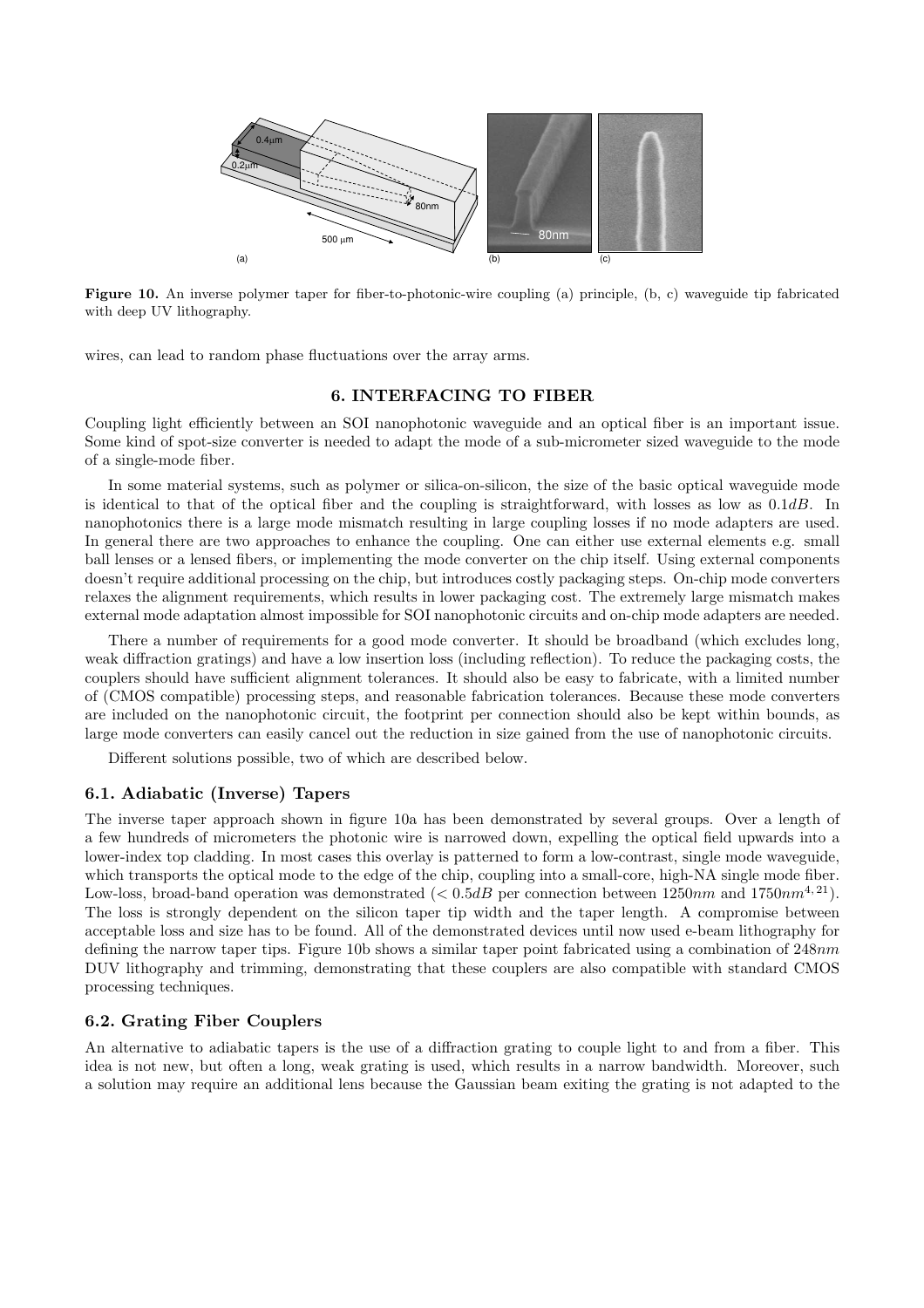**Figure 10.** An inverse polymer taper for fiber-to-photonic-wire coupling (a) principle, (b, c) waveguide tip fabricated with deep UV lithography.

wires, can lead to random phase fluctuations over the array arms.

## 6. INTERFACING TO FIBER

Coupling light efficiently between an SOI nanophotonic waveguide and an optical fiber is an important issue. Some kind of spot-size converter is needed to adapt the mode of a sub-micrometer sized waveguide to the mode of a single-mode fiber.

In some material systems, such as polymer or silica-on-silicon, the size of the basic optical waveguide mode is identical to that of the optical fiber and the coupling is straightforward, with losses as low as $0.1dB$. In nanophotonics there is a large mode mismatch resulting in large coupling losses if no mode adapters are used. In general there are two approaches to enhance the coupling. One can either use external elements e.g. small ball lenses or a lensed fibers, or implementing the mode converter on the chip itself. Using external components doesn't require additional processing on the chip, but introduces costly packaging steps. On-chip mode converters relaxes the alignment requirements, which results in lower packaging cost. The extremely large mismatch makes external mode adaptation almost impossible for SOI nanophotonic circuits and on-chip mode adapters are needed.

There a number of requirements for a good mode converter. It should be broadband (which excludes long, weak diffraction gratings) and have a low insertion loss (including reflection). To reduce the packaging costs, the couplers should have sufficient alignment tolerances. It should also be easy to fabricate, with a limited number of (CMOS compatible) processing steps, and reasonable fabrication tolerances. Because these mode converters are included on the nanophotonic circuit, the footprint per connection should also be kept within bounds, as large mode converters can easily cancel out the reduction in size gained from the use of nanophotonic circuits.

Different solutions possible, two of which are described below.

### 6.1. Adiabatic (Inverse) Tapers

The inverse taper approach shown in figure 10a has been demonstrated by several groups. Over a length of a few hundreds of micrometers the photonic wire is narrowed down, expelling the optical field upwards into a lower-index top cladding. In most cases this overlay is patterned to form a low-contrast, single mode waveguide, which transports the optical mode to the edge of the chip, coupling into a small-core, high-NA single mode fiber. Low-loss, broad-band operation was demonstrated ($< 0.5dB$ per connection between $1250nm$ and $1750nm$[4, 21]). The loss is strongly dependent on the silicon taper tip width and the taper length. A compromise between acceptable loss and size has to be found. All of the demonstrated devices until now used e-beam lithography for defining the narrow taper tips. Figure 10b shows a similar taper point fabricated using a combination of $248nm$ DUV lithography and trimming, demonstrating that these couplers are also compatible with standard CMOS processing techniques.

### 6.2. Grating Fiber Couplers

An alternative to adiabatic tapers is the use of a diffraction grating to couple light to and from a fiber. This idea is not new, but often a long, weak grating is used, which results in a narrow bandwidth. Moreover, such a solution may require an additional lens because the Gaussian beam exiting the grating is not adapted to the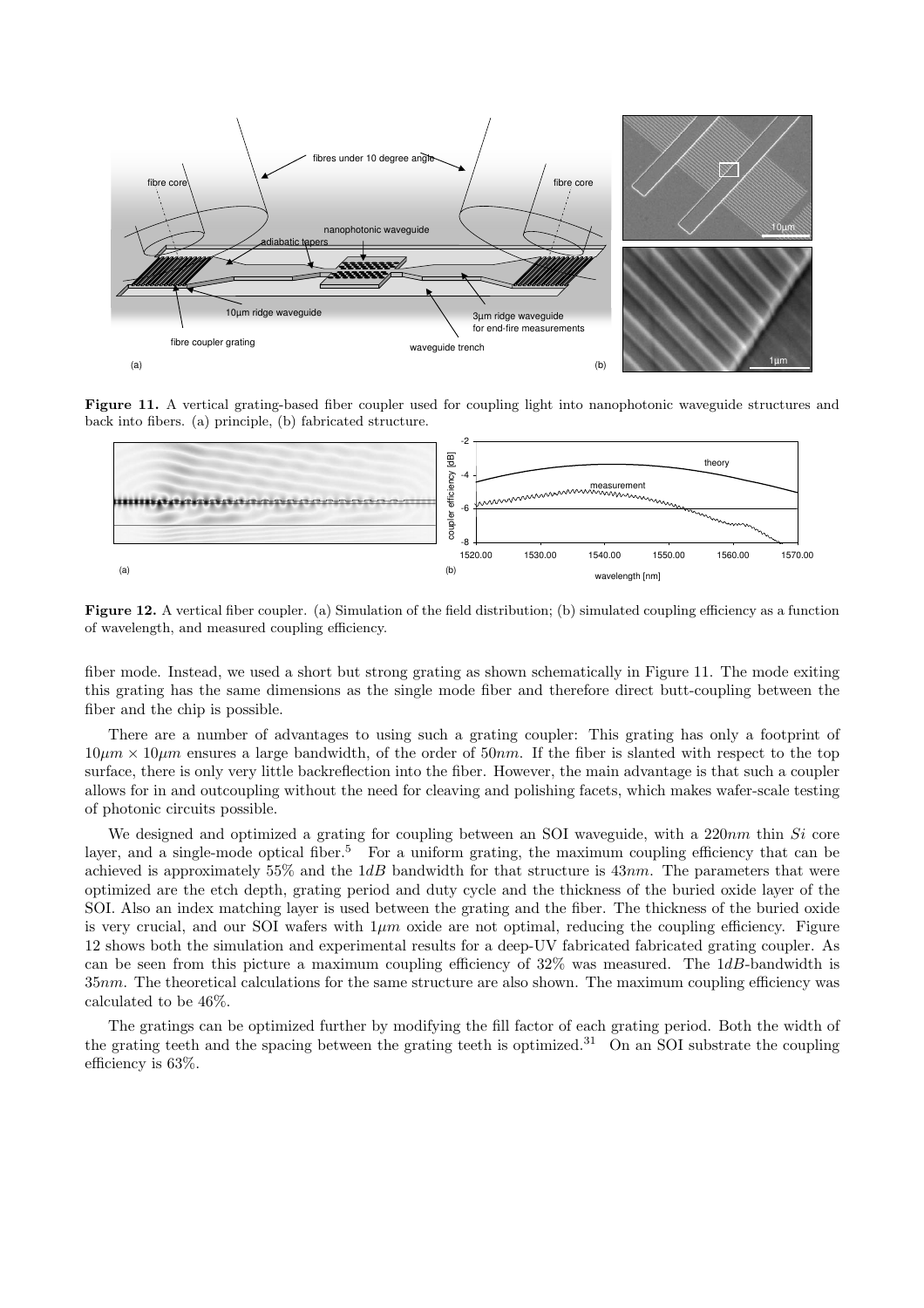**Figure 11.** A vertical grating-based fiber coupler used for coupling light into nanophotonic waveguide structures and back into fibers. (a) principle, (b) fabricated structure.

**Figure 12.** A vertical fiber coupler. (a) Simulation of the field distribution; (b) simulated coupling efficiency as a function of wavelength, and measured coupling efficiency.

fiber mode. Instead, we used a short but strong grating as shown schematically in Figure 11. The mode exiting this grating has the same dimensions as the single mode fiber and therefore direct butt-coupling between the fiber and the chip is possible.

There are a number of advantages to using such a grating coupler: This grating has only a footprint of $10\mu m \times 10\mu m$ ensures a large bandwidth, of the order of $50nm$. If the fiber is slanted with respect to the top surface, there is only very little backreflection into the fiber. However, the main advantage is that such a coupler allows for in and outcoupling without the need for cleaving and polishing facets, which makes wafer-scale testing of photonic circuits possible.

We designed and optimized a grating for coupling between an SOI waveguide, with a $220nm$ thin $Si$ core layer, and a single-mode optical fiber.[5] For a uniform grating, the maximum coupling efficiency that can be achieved is approximately 55% and the $1dB$ bandwidth for that structure is $43nm$. The parameters that were optimized are the etch depth, grating period and duty cycle and the thickness of the buried oxide layer of the SOI. Also an index matching layer is used between the grating and the fiber. The thickness of the buried oxide is very crucial, and our SOI wafers with $1\mu m$ oxide are not optimal, reducing the coupling efficiency. Figure 12 shows both the simulation and experimental results for a deep-UV fabricated fabricated grating coupler. As can be seen from this picture a maximum coupling efficiency of 32% was measured. The $1dB$-bandwidth is $35nm$. The theoretical calculations for the same structure are also shown. The maximum coupling efficiency was calculated to be 46%.

The gratings can be optimized further by modifying the fill factor of each grating period. Both the width of the grating teeth and the spacing between the grating teeth is optimized.[31] On an SOI substrate the coupling efficiency is 63%.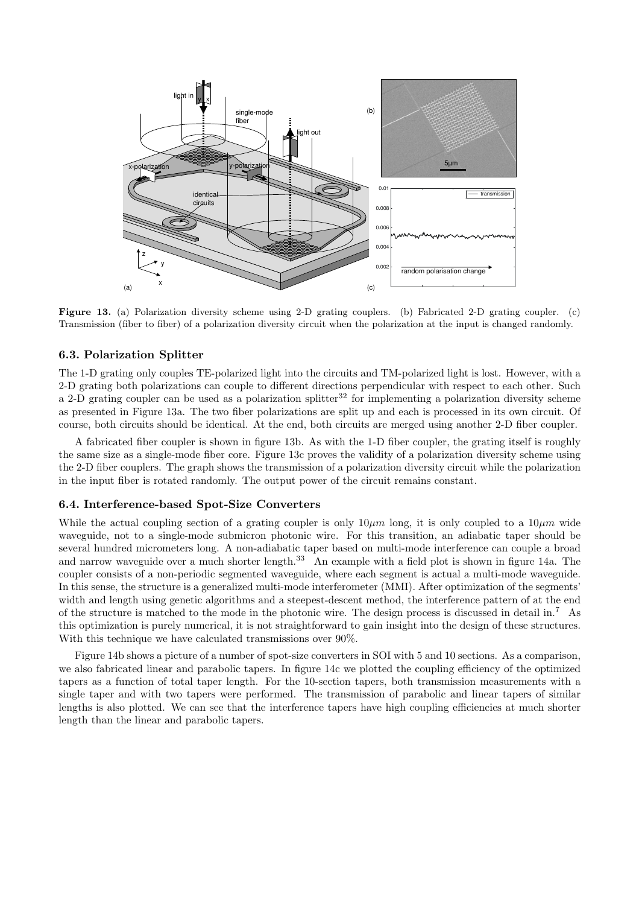**Figure 13.** (a) Polarization diversity scheme using 2-D grating couplers. (b) Fabricated 2-D grating coupler. (c) Transmission (fiber to fiber) of a polarization diversity circuit when the polarization at the input is changed randomly.

### 6.3. Polarization Splitter

The 1-D grating only couples TE-polarized light into the circuits and TM-polarized light is lost. However, with a 2-D grating both polarizations can couple to different directions perpendicular with respect to each other. Such a 2-D grating coupler can be used as a polarization splitter[32] for implementing a polarization diversity scheme as presented in Figure 13a. The two fiber polarizations are split up and each is processed in its own circuit. Of course, both circuits should be identical. At the end, both circuits are merged using another 2-D fiber coupler.

A fabricated fiber coupler is shown in figure 13b. As with the 1-D fiber coupler, the grating itself is roughly the same size as a single-mode fiber core. Figure 13c proves the validity of a polarization diversity scheme using the 2-D fiber couplers. The graph shows the transmission of a polarization diversity circuit while the polarization in the input fiber is rotated randomly. The output power of the circuit remains constant.

### 6.4. Interference-based Spot-Size Converters

While the actual coupling section of a grating coupler is only $10\mu m$ long, it is only coupled to a $10\mu m$ wide waveguide, not to a single-mode submicron photonic wire. For this transition, an adiabatic taper should be several hundred micrometers long. A non-adiabatic taper based on multi-mode interference can couple a broad and narrow waveguide over a much shorter length.[33] An example with a field plot is shown in figure 14a. The coupler consists of a non-periodic segmented waveguide, where each segment is actual a multi-mode waveguide. In this sense, the structure is a generalized multi-mode interferometer (MMI). After optimization of the segments' width and length using genetic algorithms and a steepest-descent method, the interference pattern of at the end of the structure is matched to the mode in the photonic wire. The design process is discussed in detail in.[7] As this optimization is purely numerical, it is not straightforward to gain insight into the design of these structures. With this technique we have calculated transmissions over 90%.

Figure 14b shows a picture of a number of spot-size converters in SOI with 5 and 10 sections. As a comparison, we also fabricated linear and parabolic tapers. In figure 14c we plotted the coupling efficiency of the optimized tapers as a function of total taper length. For the 10-section tapers, both transmission measurements with a single taper and with two tapers were performed. The transmission of parabolic and linear tapers of similar lengths is also plotted. We can see that the interference tapers have high coupling efficiencies at much shorter length than the linear and parabolic tapers.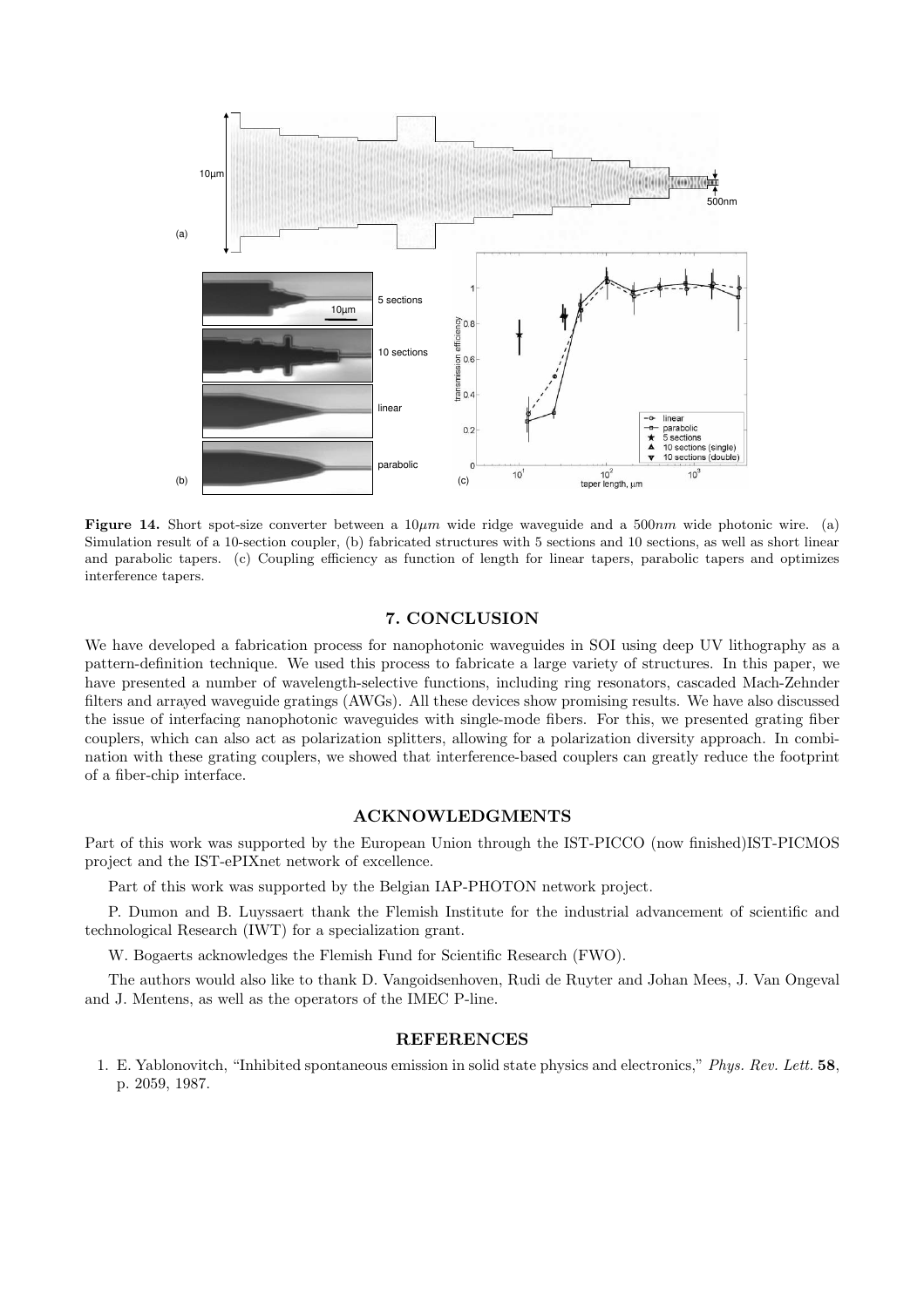**Figure 14.** Short spot-size converter between a $10\mu m$ wide ridge waveguide and a $500nm$ wide photonic wire. (a) Simulation result of a 10-section coupler, (b) fabricated structures with 5 sections and 10 sections, as well as short linear and parabolic tapers. (c) Coupling efficiency as function of length for linear tapers, parabolic tapers and optimizes interference tapers.

## 7. CONCLUSION

We have developed a fabrication process for nanophotonic waveguides in SOI using deep UV lithography as a pattern-definition technique. We used this process to fabricate a large variety of structures. In this paper, we have presented a number of wavelength-selective functions, including ring resonators, cascaded Mach-Zehnder filters and arrayed waveguide gratings (AWGs). All these devices show promising results. We have also discussed the issue of interfacing nanophotonic waveguides with single-mode fibers. For this, we presented grating fiber couplers, which can also act as polarization splitters, allowing for a polarization diversity approach. In combination with these grating couplers, we showed that interference-based couplers can greatly reduce the footprint of a fiber-chip interface.

## ACKNOWLEDGMENTS

Part of this work was supported by the European Union through the IST-PICCO (now finished)IST-PICMOS project and the IST-ePIXnet network of excellence.

Part of this work was supported by the Belgian IAP-PHOTON network project.

P. Dumon and B. Luyssaert thank the Flemish Institute for the industrial advancement of scientific and technological Research (IWT) for a specialization grant.

W. Bogaerts acknowledges the Flemish Fund for Scientific Research (FWO).

The authors would also like to thank D. Vangoidsenhoven, Rudi de Ruyter and Johan Mees, J. Van Ongeval and J. Mentens, as well as the operators of the IMEC P-line.

## REFERENCES

1. E. Yablonovitch, "Inhibited spontaneous emission in solid state physics and electronics," *Phys. Rev. Lett.* **58**, p. 2059, 1987.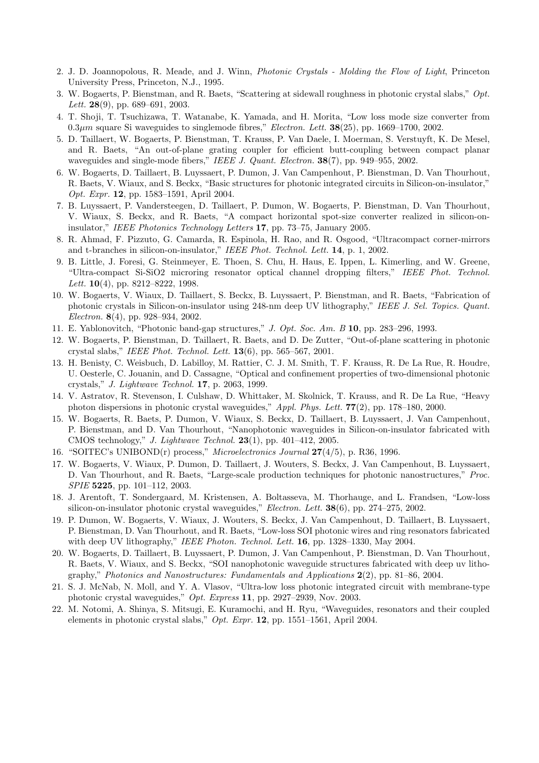2. J. D. Joannopolous, R. Meade, and J. Winn, *Photonic Crystals - Molding the Flow of Light*, Princeton University Press, Princeton, N.J., 1995.
3. W. Bogaerts, P. Bienstman, and R. Baets, "Scattering at sidewall roughness in photonic crystal slabs," *Opt. Lett.* **28**(9), pp. 689–691, 2003.
4. T. Shoji, T. Tsuchizawa, T. Watanabe, K. Yamada, and H. Morita, "Low loss mode size converter from $0.3\mu m$ square Si waveguides to singlemode fibres," *Electron. Lett.* **38**(25), pp. 1669–1700, 2002.
5. D. Taillaert, W. Bogaerts, P. Bienstman, T. Krauss, P. Van Daele, I. Moerman, S. Verstuyft, K. De Mesel, and R. Baets, "An out-of-plane grating coupler for efficient butt-coupling between compact planar waveguides and single-mode fibers," *IEEE J. Quant. Electron.* **38**(7), pp. 949–955, 2002.
6. W. Bogaerts, D. Taillaert, B. Luyssaert, P. Dumon, J. Van Campenhout, P. Bienstman, D. Van Thourhout, R. Baets, V. Wiaux, and S. Beckx, "Basic structures for photonic integrated circuits in Silicon-on-insulator," *Opt. Expr.* **12**, pp. 1583–1591, April 2004.
7. B. Luyssaert, P. Vandersteegen, D. Taillaert, P. Dumon, W. Bogaerts, P. Bienstman, D. Van Thourhout, V. Wiaux, S. Beckx, and R. Baets, "A compact horizontal spot-size converter realized in silicon-on-insulator," *IEEE Photonics Technology Letters* **17**, pp. 73–75, January 2005.
8. R. Ahmad, F. Pizzuto, G. Camarda, R. Espinola, H. Rao, and R. Osgood, "Ultracompact corner-mirrors and t-branches in silicon-on-insulator," *IEEE Phot. Technol. Lett.* **14**, p. 1, 2002.
9. B. Little, J. Foresi, G. Steinmeyer, E. Thoen, S. Chu, H. Haus, E. Ippen, L. Kimerling, and W. Greene, "Ultra-compact Si-SiO2 microring resonator optical channel dropping filters," *IEEE Phot. Technol. Lett.* **10**(4), pp. 8212–8222, 1998.
10. W. Bogaerts, V. Wiaux, D. Taillaert, S. Beckx, B. Luyssaert, P. Bienstman, and R. Baets, "Fabrication of photonic crystals in Silicon-on-insulator using 248-nm deep UV lithography," *IEEE J. Sel. Topics. Quant. Electron.* **8**(4), pp. 928–934, 2002.
11. E. Yablonovitch, "Photonic band-gap structures," *J. Opt. Soc. Am. B* **10**, pp. 283–296, 1993.
12. W. Bogaerts, P. Bienstman, D. Taillaert, R. Baets, and D. De Zutter, "Out-of-plane scattering in photonic crystal slabs," *IEEE Phot. Technol. Lett.* **13**(6), pp. 565–567, 2001.
13. H. Benisty, C. Weisbuch, D. Labilloy, M. Rattier, C. J. M. Smith, T. F. Krauss, R. De La Rue, R. Houdre, U. Oesterle, C. Jouanin, and D. Cassagne, "Optical and confinement properties of two-dimensional photonic crystals," *J. Lightwave Technol.* **17**, p. 2063, 1999.
14. V. Astratov, R. Stevenson, I. Culshaw, D. Whittaker, M. Skolnick, T. Krauss, and R. De La Rue, "Heavy photon dispersions in photonic crystal waveguides," *Appl. Phys. Lett.* **77**(2), pp. 178–180, 2000.
15. W. Bogaerts, R. Baets, P. Dumon, V. Wiaux, S. Beckx, D. Taillaert, B. Luyssaert, J. Van Campenhout, P. Bienstman, and D. Van Thourhout, "Nanophotonic waveguides in Silicon-on-insulator fabricated with CMOS technology," *J. Lightwave Technol.* **23**(1), pp. 401–412, 2005.
16. "SOITEC's UNIBOND(r) process," *Microelectronics Journal* **27**(4/5), p. R36, 1996.
17. W. Bogaerts, V. Wiaux, P. Dumon, D. Taillaert, J. Wouters, S. Beckx, J. Van Campenhout, B. Luyssaert, D. Van Thourhout, and R. Baets, "Large-scale production techniques for photonic nanostructures," *Proc. SPIE* **5225**, pp. 101–112, 2003.
18. J. Arentoft, T. Sondergaard, M. Kristensen, A. Boltasseva, M. Thorhauge, and L. Frandsen, "Low-loss silicon-on-insulator photonic crystal waveguides," *Electron. Lett.* **38**(6), pp. 274–275, 2002.
19. P. Dumon, W. Bogaerts, V. Wiaux, J. Wouters, S. Beckx, J. Van Campenhout, D. Taillaert, B. Luyssaert, P. Bienstman, D. Van Thourhout, and R. Baets, "Low-loss SOI photonic wires and ring resonators fabricated with deep UV lithography," *IEEE Photon. Technol. Lett.* **16**, pp. 1328–1330, May 2004.
20. W. Bogaerts, D. Taillaert, B. Luyssaert, P. Dumon, J. Van Campenhout, P. Bienstman, D. Van Thourhout, R. Baets, V. Wiaux, and S. Beckx, "SOI nanophotonic waveguide structures fabricated with deep uv lithography," *Photonics and Nanostructures: Fundamentals and Applications* **2**(2), pp. 81–86, 2004.
21. S. J. McNab, N. Moll, and Y. A. Vlasov, "Ultra-low loss photonic integrated circuit with membrane-type photonic crystal waveguides," *Opt. Express* **11**, pp. 2927–2939, Nov. 2003.
22. M. Notomi, A. Shinya, S. Mitsugi, E. Kuramochi, and H. Ryu, "Waveguides, resonators and their coupled elements in photonic crystal slabs," *Opt. Expr.* **12**, pp. 1551–1561, April 2004.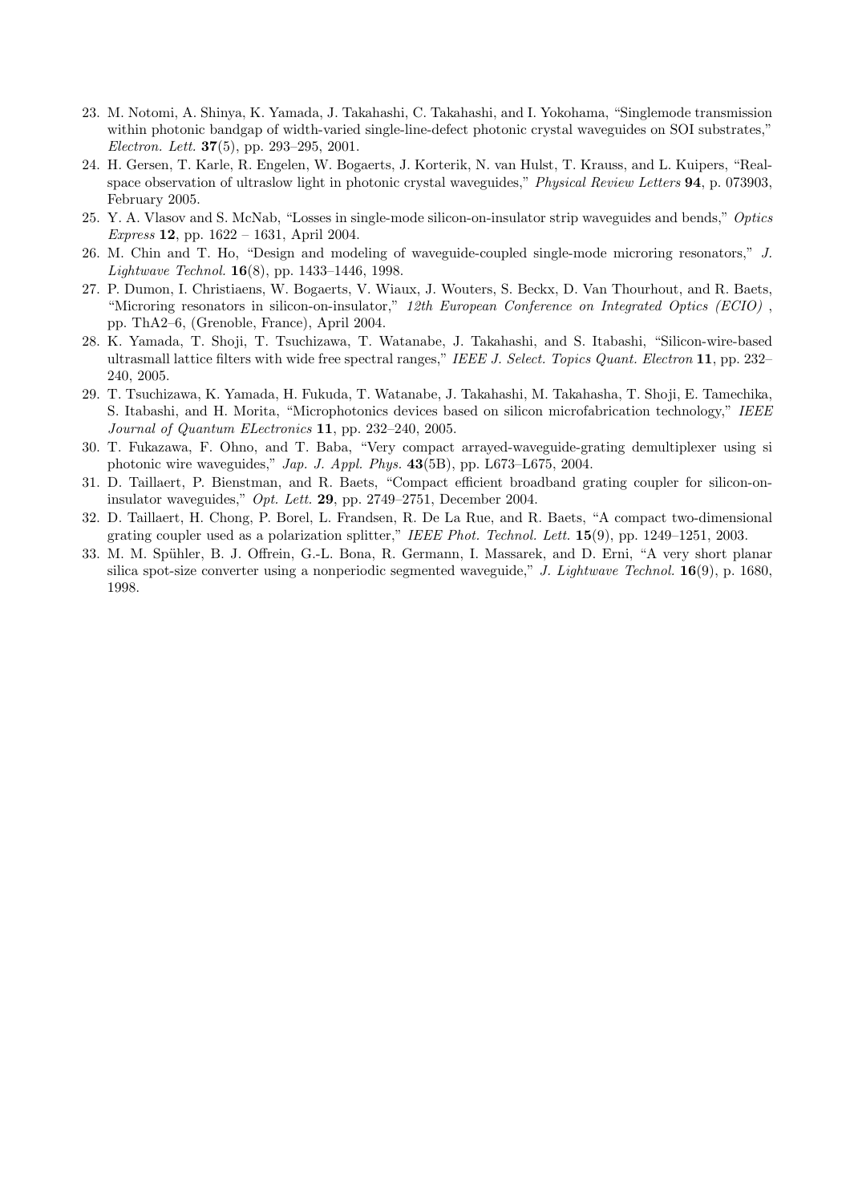23. M. Notomi, A. Shinya, K. Yamada, J. Takahashi, C. Takahashi, and I. Yokohama, "Singlemode transmission within photonic bandgap of width-varied single-line-defect photonic crystal waveguides on SOI substrates," *Electron. Lett.* **37**(5), pp. 293–295, 2001.
24. H. Gersen, T. Karle, R. Engelen, W. Bogaerts, J. Korterik, N. van Hulst, T. Krauss, and L. Kuipers, "Real-space observation of ultraslow light in photonic crystal waveguides," *Physical Review Letters* **94**, p. 073903, February 2005.
25. Y. A. Vlasov and S. McNab, "Losses in single-mode silicon-on-insulator strip waveguides and bends," *Optics Express* **12**, pp. 1622 – 1631, April 2004.
26. M. Chin and T. Ho, "Design and modeling of waveguide-coupled single-mode microring resonators," *J. Lightwave Technol.* **16**(8), pp. 1433–1446, 1998.
27. P. Dumon, I. Christiaens, W. Bogaerts, V. Wiaux, J. Wouters, S. Beckx, D. Van Thourhout, and R. Baets, "Microring resonators in silicon-on-insulator," *12th European Conference on Integrated Optics (ECIO)* , pp. ThA2–6, (Grenoble, France), April 2004.
28. K. Yamada, T. Shoji, T. Tsuchizawa, T. Watanabe, J. Takahashi, and S. Itabashi, "Silicon-wire-based ultrasmall lattice filters with wide free spectral ranges," *IEEE J. Select. Topics Quant. Electron* **11**, pp. 232–240, 2005.
29. T. Tsuchizawa, K. Yamada, H. Fukuda, T. Watanabe, J. Takahashi, M. Takahasha, T. Shoji, E. Tamechika, S. Itabashi, and H. Morita, "Microphotonics devices based on silicon microfabrication technology," *IEEE Journal of Quantum ELectronics* **11**, pp. 232–240, 2005.
30. T. Fukazawa, F. Ohno, and T. Baba, "Very compact arrayed-waveguide-grating demultiplexer using si photonic wire waveguides," *Jap. J. Appl. Phys.* **43**(5B), pp. L673–L675, 2004.
31. D. Taillaert, P. Bienstman, and R. Baets, "Compact efficient broadband grating coupler for silicon-on-insulator waveguides," *Opt. Lett.* **29**, pp. 2749–2751, December 2004.
32. D. Taillaert, H. Chong, P. Borel, L. Frandsen, R. De La Rue, and R. Baets, "A compact two-dimensional grating coupler used as a polarization splitter," *IEEE Phot. Technol. Lett.* **15**(9), pp. 1249–1251, 2003.
33. M. M. Spühler, B. J. Offrein, G.-L. Bona, R. Germann, I. Massarek, and D. Erni, "A very short planar silica spot-size converter using a nonperiodic segmented waveguide," *J. Lightwave Technol.* **16**(9), p. 1680, 1998.